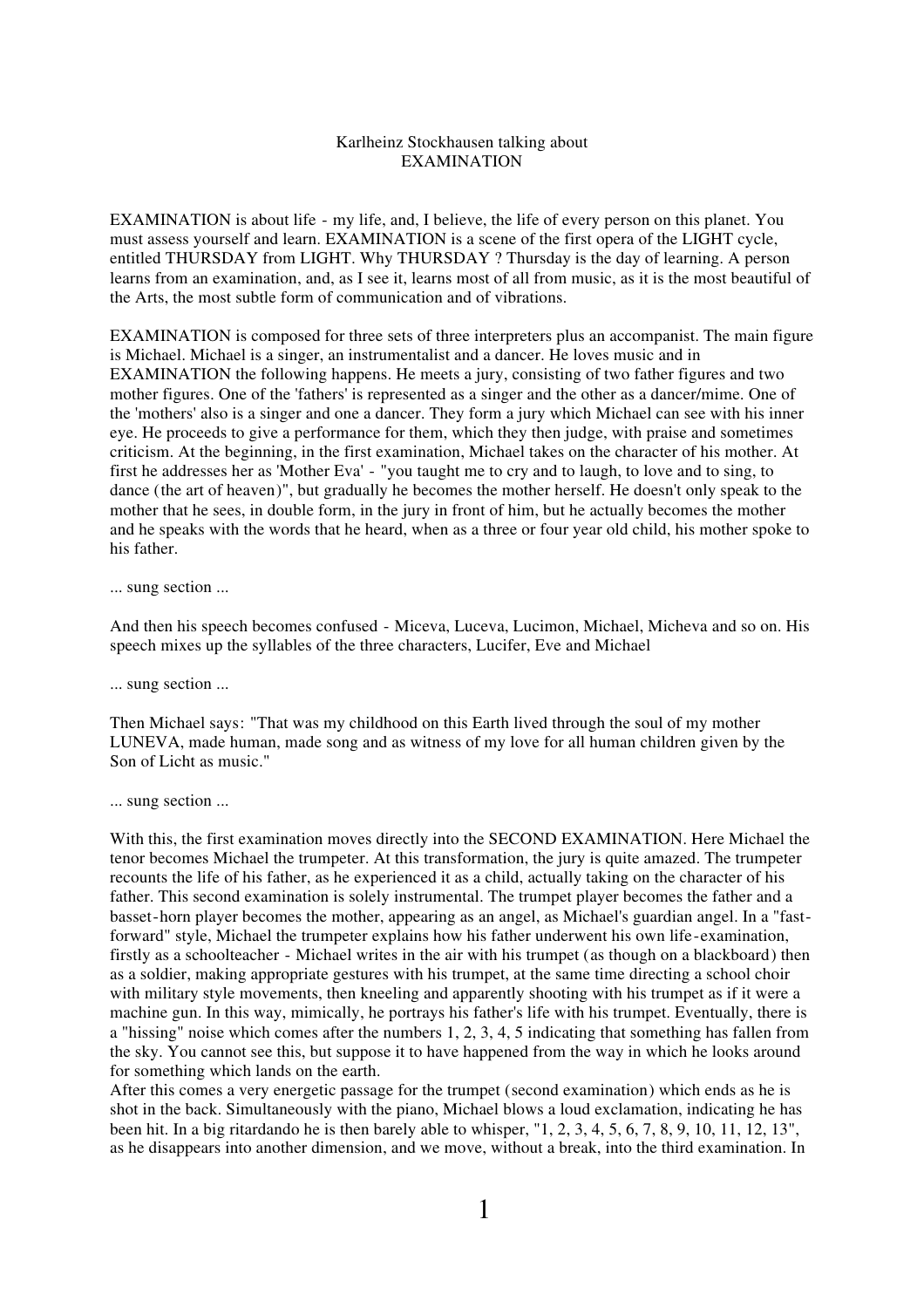# Karlheinz Stockhausen talking about EXAMINATION

EXAMINATION is about life - my life, and, I believe, the life of every person on this planet. You must assess yourself and learn. EXAMINATION is a scene of the first opera of the LIGHT cycle, entitled THURSDAY from LIGHT. Why THURSDAY ? Thursday is the day of learning. A person learns from an examination, and, as I see it, learns most of all from music, as it is the most beautiful of the Arts, the most subtle form of communication and of vibrations.

EXAMINATION is composed for three sets of three interpreters plus an accompanist. The main figure is Michael. Michael is a singer, an instrumentalist and a dancer. He loves music and in EXAMINATION the following happens. He meets a jury, consisting of two father figures and two mother figures. One of the 'fathers' is represented as a singer and the other as a dancer/mime. One of the 'mothers' also is a singer and one a dancer. They form a jury which Michael can see with his inner eye. He proceeds to give a performance for them, which they then judge, with praise and sometimes criticism. At the beginning, in the first examination, Michael takes on the character of his mother. At first he addresses her as 'Mother Eva' - "you taught me to cry and to laugh, to love and to sing, to dance (the art of heaven)", but gradually he becomes the mother herself. He doesn't only speak to the mother that he sees, in double form, in the jury in front of him, but he actually becomes the mother and he speaks with the words that he heard, when as a three or four year old child, his mother spoke to his father.

... sung section ...

And then his speech becomes confused - Miceva, Luceva, Lucimon, Michael, Micheva and so on. His speech mixes up the syllables of the three characters, Lucifer, Eve and Michael

... sung section ...

Then Michael says: "That was my childhood on this Earth lived through the soul of my mother LUNEVA, made human, made song and as witness of my love for all human children given by the Son of Licht as music."

... sung section ...

With this, the first examination moves directly into the SECOND EXAMINATION. Here Michael the tenor becomes Michael the trumpeter. At this transformation, the jury is quite amazed. The trumpeter recounts the life of his father, as he experienced it as a child, actually taking on the character of his father. This second examination is solely instrumental. The trumpet player becomes the father and a basset-horn player becomes the mother, appearing as an angel, as Michael's guardian angel. In a "fast-forward" style, Michael the trumpeter explains how his father underwent his own life-examination, firstly as a schoolteacher - Michael writes in the air with his trumpet (as though on a blackboard) then as a soldier, making appropriate gestures with his trumpet, at the same time directing a school choir with military style movements, then kneeling and apparently shooting with his trumpet as if it were a machine gun. In this way, mimically, he portrays his father's life with his trumpet. Eventually, there is a "hissing" noise which comes after the numbers 1, 2, 3, 4, 5 indicating that something has fallen from the sky. You cannot see this, but suppose it to have happened from the way in which he looks around for something which lands on the earth.

After this comes a very energetic passage for the trumpet (second examination) which ends as he is shot in the back. Simultaneously with the piano, Michael blows a loud exclamation, indicating he has been hit. In a big ritardando he is then barely able to whisper, "1, 2, 3, 4, 5, 6, 7, 8, 9, 10, 11, 12, 13", as he disappears into another dimension, and we move, without a break, into the third examination. In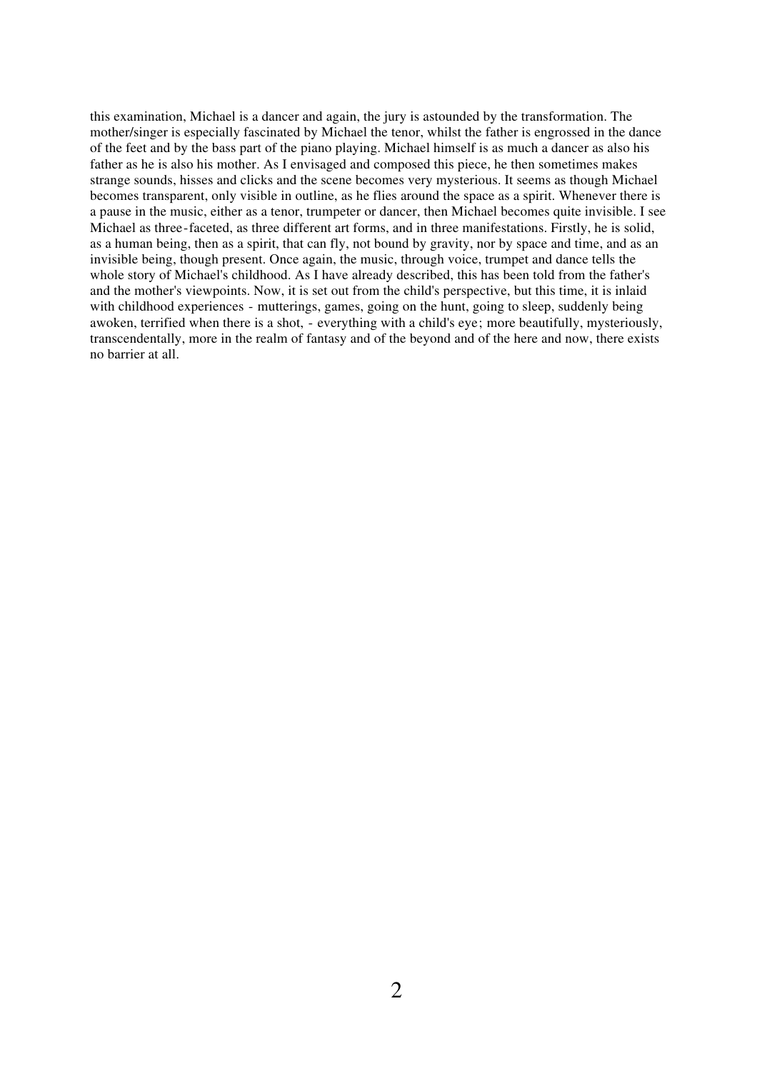this examination, Michael is a dancer and again, the jury is astounded by the transformation. The mother/singer is especially fascinated by Michael the tenor, whilst the father is engrossed in the dance of the feet and by the bass part of the piano playing. Michael himself is as much a dancer as also his father as he is also his mother. As I envisaged and composed this piece, he then sometimes makes strange sounds, hisses and clicks and the scene becomes very mysterious. It seems as though Michael becomes transparent, only visible in outline, as he flies around the space as a spirit. Whenever there is a pause in the music, either as a tenor, trumpeter or dancer, then Michael becomes quite invisible. I see Michael as three-faceted, as three different art forms, and in three manifestations. Firstly, he is solid, as a human being, then as a spirit, that can fly, not bound by gravity, nor by space and time, and as an invisible being, though present. Once again, the music, through voice, trumpet and dance tells the whole story of Michael's childhood. As I have already described, this has been told from the father's and the mother's viewpoints. Now, it is set out from the child's perspective, but this time, it is inlaid with childhood experiences - mutterings, games, going on the hunt, going to sleep, suddenly being awoken, terrified when there is a shot, - everything with a child's eye; more beautifully, mysteriously, transcendentally, more in the realm of fantasy and of the beyond and of the here and now, there exists no barrier at all.